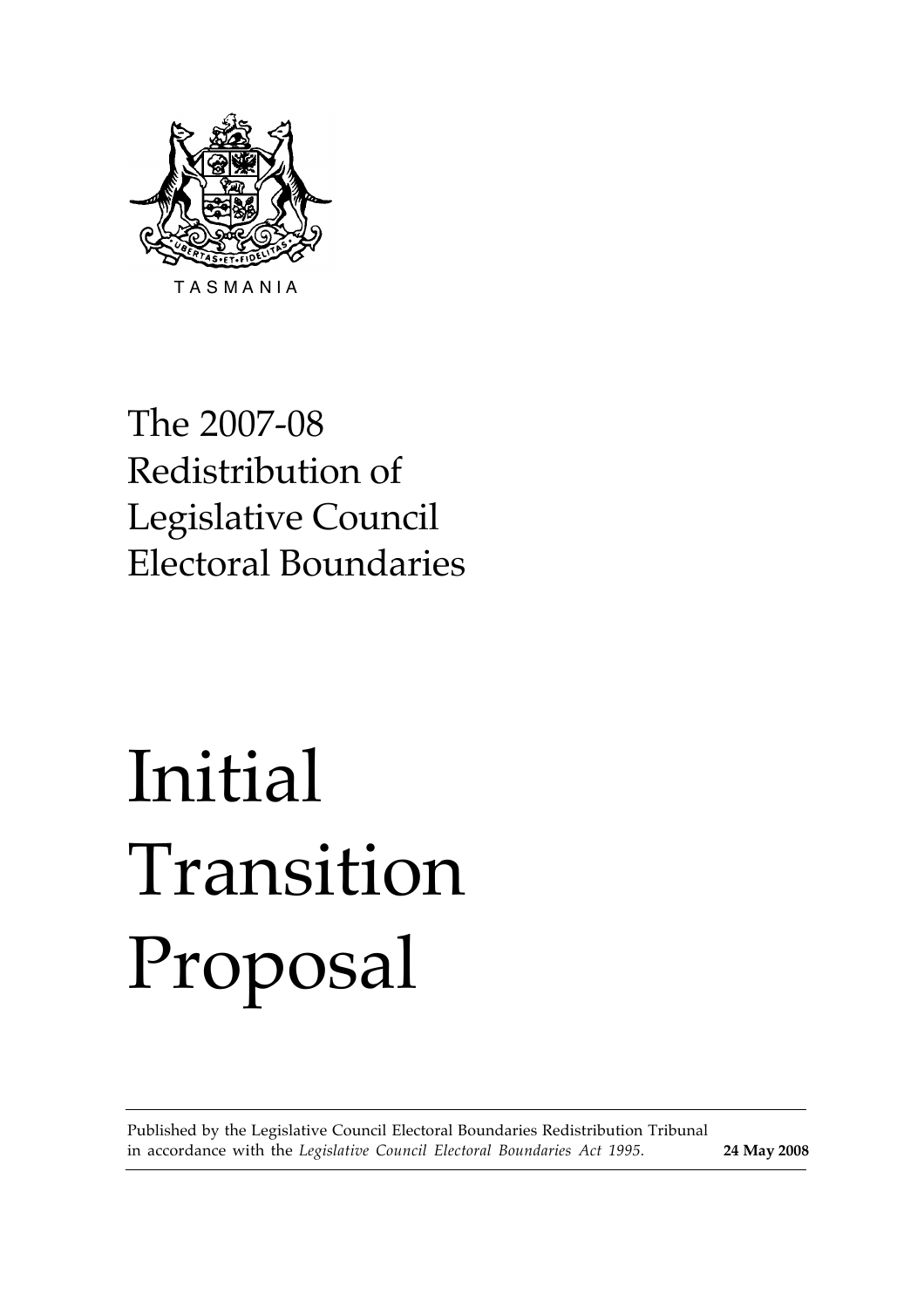TASMANIA

# The 2007-08 Redistribution of Legislative Council Electoral Boundaries

# Initial Transition Proposal

Published by the Legislative Council Electoral Boundaries Redistribution Tribunal in accordance with the *Legislative Council Electoral Boundaries Act 1995.* **24 May 2008**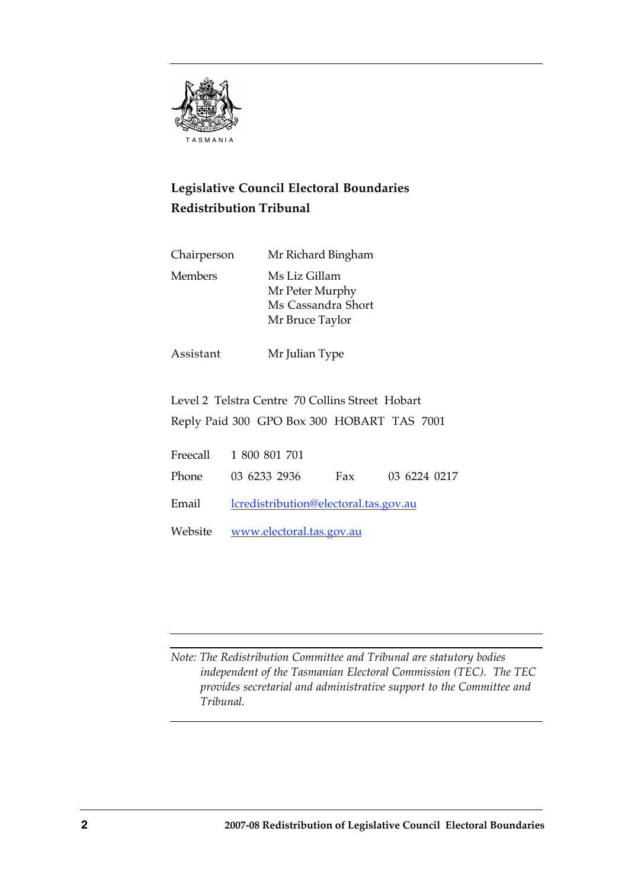TASMANIA

## Legislative Council Electoral Boundaries Redistribution Tribunal

| | |
|---|---|
| Chairperson | Mr Richard Bingham |
| Members | Ms Liz Gillam<br>Mr Peter Murphy<br>Ms Cassandra Short<br>Mr Bruce Taylor |
| Assistant | Mr Julian Type |

Level 2 Telstra Centre 70 Collins Street Hobart

Reply Paid 300 GPO Box 300 HOBART TAS 7001

Freecall 1 800 801 701

Phone 03 6233 2936 Fax 03 6224 0217

Email lcredistribution@electoral.tas.gov.au

Website www.electoral.tas.gov.au

*Note: The Redistribution Committee and Tribunal are statutory bodies independent of the Tasmanian Electoral Commission (TEC). The TEC provides secretarial and administrative support to the Committee and Tribunal.*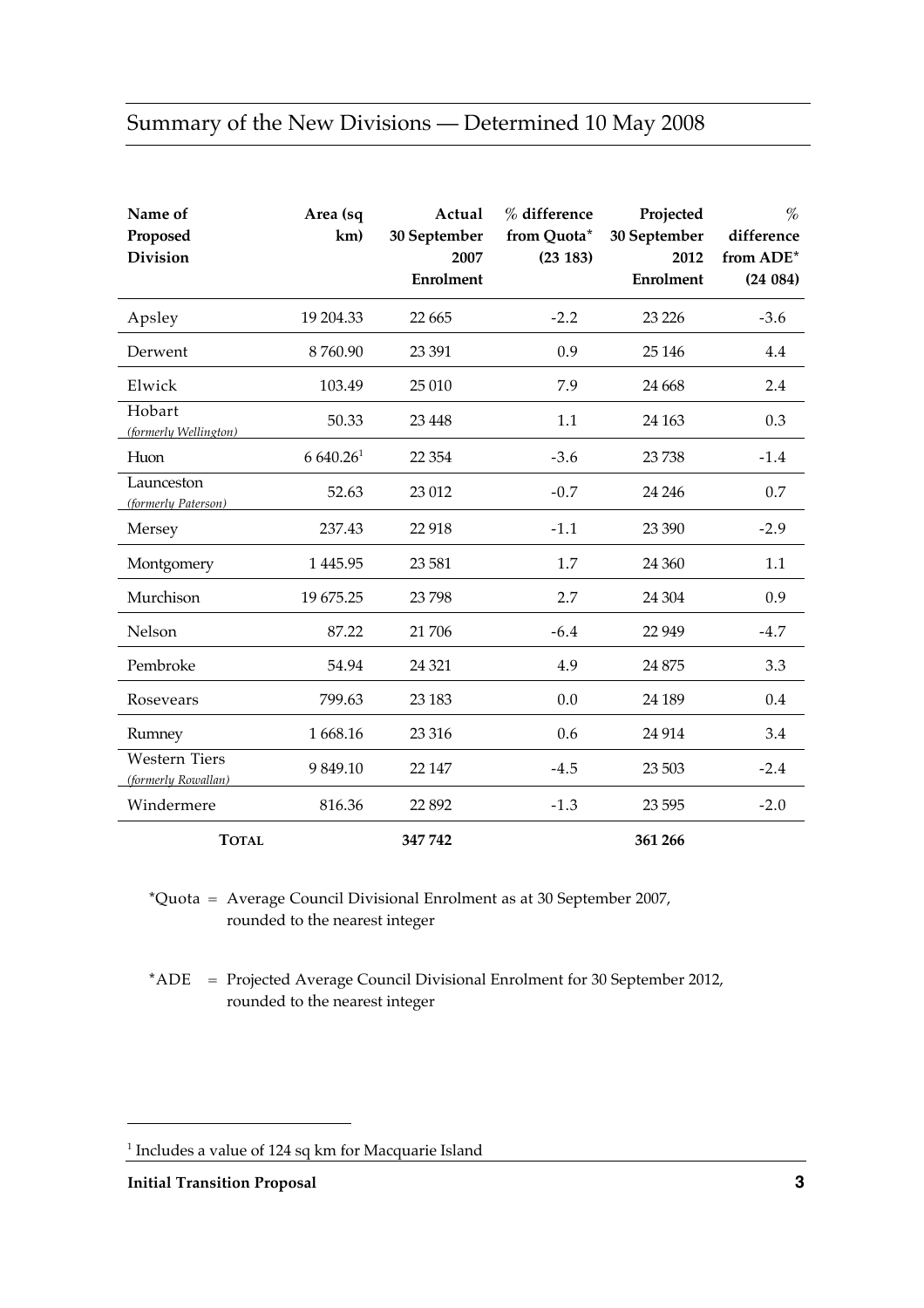## Summary of the New Divisions — Determined 10 May 2008

| Name of Proposed Division | Area (sq km) | Actual 30 September 2007 Enrolment | % difference from Quota* (23 183) | Projected 30 September 2012 Enrolment | % difference from ADE* (24 084) |
|---|---|---|---|---|---|
| Apsley | 19 204.33 | 22 665 | -2.2 | 23 226 | -3.6 |
| Derwent | 8 760.90 | 23 391 | 0.9 | 25 146 | 4.4 |
| Elwick | 103.49 | 25 010 | 7.9 | 24 668 | 2.4 |
| Hobart *(formerly Wellington)* | 50.33 | 23 448 | 1.1 | 24 163 | 0.3 |
| Huon | 6 640.26[1] | 22 354 | -3.6 | 23 738 | -1.4 |
| Launceston *(formerly Paterson)* | 52.63 | 23 012 | -0.7 | 24 246 | 0.7 |
| Mersey | 237.43 | 22 918 | -1.1 | 23 390 | -2.9 |
| Montgomery | 1 445.95 | 23 581 | 1.7 | 24 360 | 1.1 |
| Murchison | 19 675.25 | 23 798 | 2.7 | 24 304 | 0.9 |
| Nelson | 87.22 | 21 706 | -6.4 | 22 949 | -4.7 |
| Pembroke | 54.94 | 24 321 | 4.9 | 24 875 | 3.3 |
| Rosevears | 799.63 | 23 183 | 0.0 | 24 189 | 0.4 |
| Rumney | 1 668.16 | 23 316 | 0.6 | 24 914 | 3.4 |
| Western Tiers *(formerly Rowallan)* | 9 849.10 | 22 147 | -4.5 | 23 503 | -2.4 |
| Windermere | 816.36 | 22 892 | -1.3 | 23 595 | -2.0 |
| **TOTAL** | | **347 742** | | **361 266** | |

*Quota = Average Council Divisional Enrolment as at 30 September 2007, rounded to the nearest integer

*ADE = Projected Average Council Divisional Enrolment for 30 September 2012, rounded to the nearest integer

[1] Includes a value of 124 sq km for Macquarie Island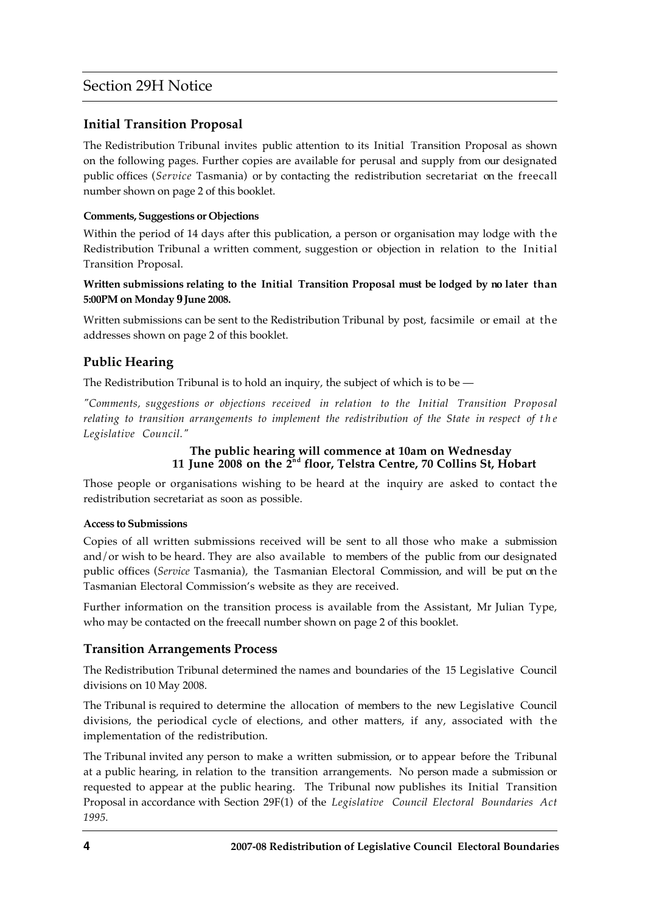# Section 29H Notice

## Initial Transition Proposal

The Redistribution Tribunal invites public attention to its Initial Transition Proposal as shown on the following pages. Further copies are available for perusal and supply from our designated public offices (*Service* Tasmania) or by contacting the redistribution secretariat on the freecall number shown on page 2 of this booklet.

#### Comments, Suggestions or Objections

Within the period of 14 days after this publication, a person or organisation may lodge with the Redistribution Tribunal a written comment, suggestion or objection in relation to the Initial Transition Proposal.

**Written submissions relating to the Initial Transition Proposal must be lodged by no later than 5:00PM on Monday 9 June 2008.**

Written submissions can be sent to the Redistribution Tribunal by post, facsimile or email at the addresses shown on page 2 of this booklet.

## Public Hearing

The Redistribution Tribunal is to hold an inquiry, the subject of which is to be —

*"Comments, suggestions or objections received in relation to the Initial Transition Proposal relating to transition arrangements to implement the redistribution of the State in respect of the Legislative Council."*

**The public hearing will commence at 10am on Wednesday 11 June 2008 on the 2nd floor, Telstra Centre, 70 Collins St, Hobart**

Those people or organisations wishing to be heard at the inquiry are asked to contact the redistribution secretariat as soon as possible.

#### Access to Submissions

Copies of all written submissions received will be sent to all those who make a submission and/or wish to be heard. They are also available to members of the public from our designated public offices (*Service* Tasmania), the Tasmanian Electoral Commission, and will be put on the Tasmanian Electoral Commission's website as they are received.

Further information on the transition process is available from the Assistant, Mr Julian Type, who may be contacted on the freecall number shown on page 2 of this booklet.

## Transition Arrangements Process

The Redistribution Tribunal determined the names and boundaries of the 15 Legislative Council divisions on 10 May 2008.

The Tribunal is required to determine the allocation of members to the new Legislative Council divisions, the periodical cycle of elections, and other matters, if any, associated with the implementation of the redistribution.

The Tribunal invited any person to make a written submission, or to appear before the Tribunal at a public hearing, in relation to the transition arrangements. No person made a submission or requested to appear at the public hearing. The Tribunal now publishes its Initial Transition Proposal in accordance with Section 29F(1) of the *Legislative Council Electoral Boundaries Act 1995.*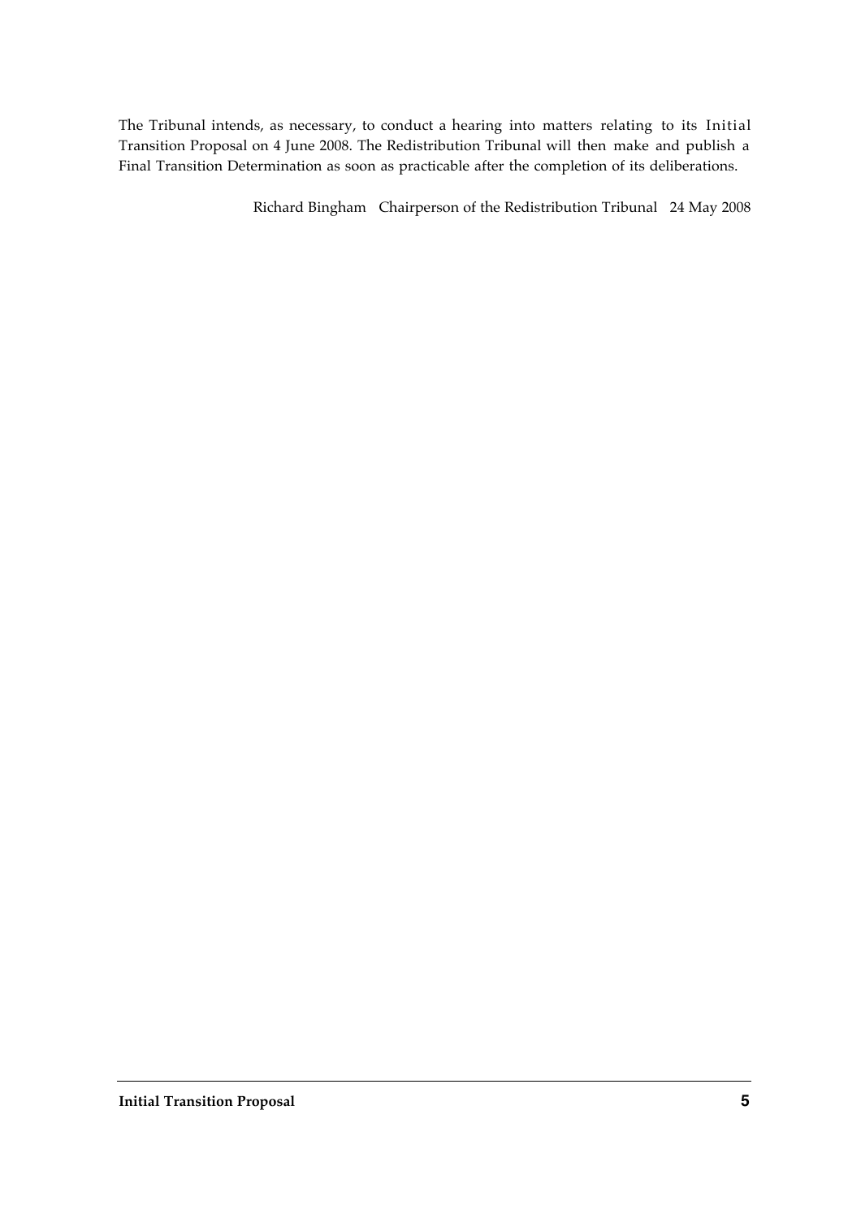The Tribunal intends, as necessary, to conduct a hearing into matters relating to its Initial Transition Proposal on 4 June 2008. The Redistribution Tribunal will then make and publish a Final Transition Determination as soon as practicable after the completion of its deliberations.

Richard Bingham Chairperson of the Redistribution Tribunal 24 May 2008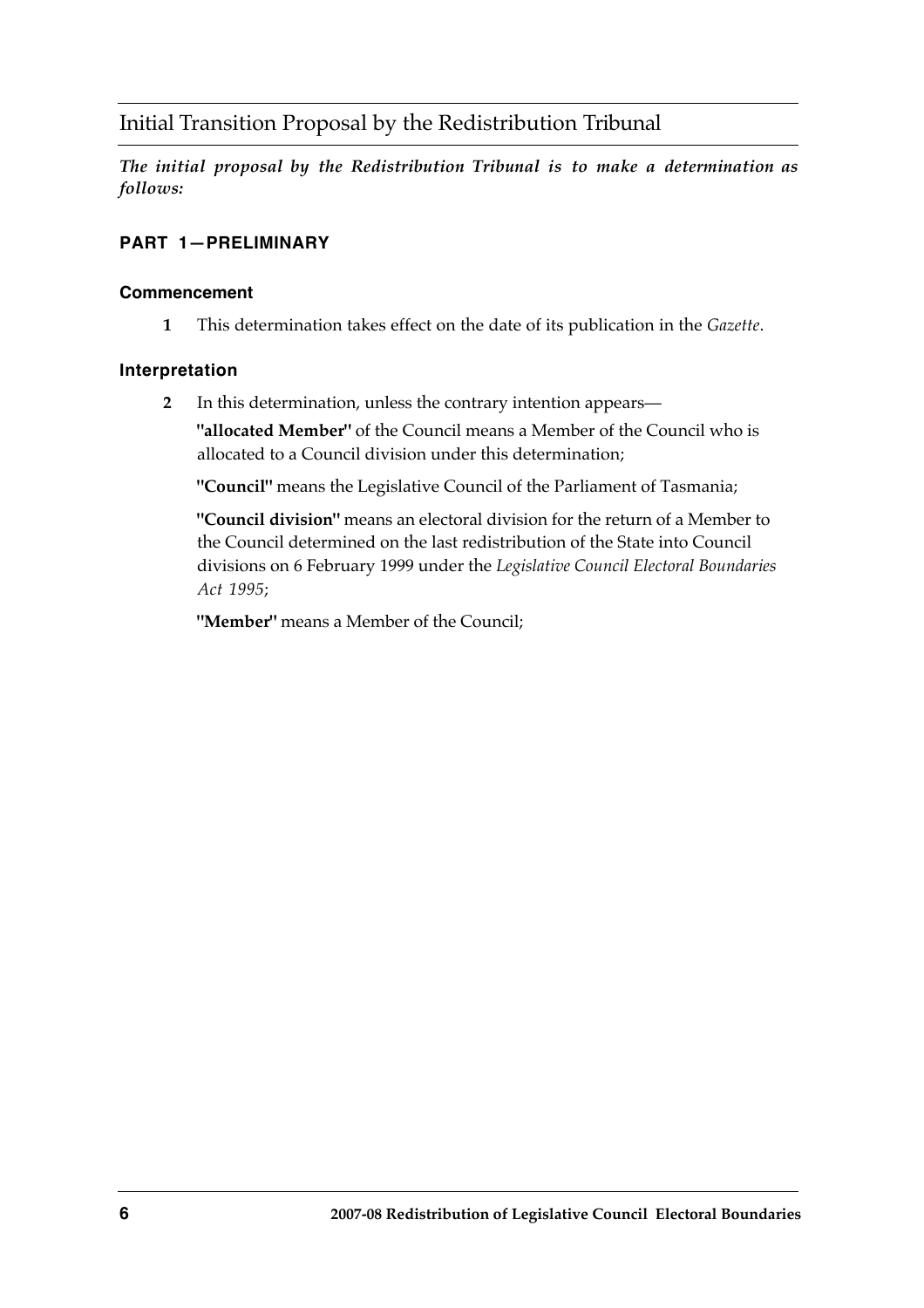## Initial Transition Proposal by the Redistribution Tribunal

***The initial proposal by the Redistribution Tribunal is to make a determination as follows:***

### PART 1—PRELIMINARY

#### Commencement

**1** This determination takes effect on the date of its publication in the *Gazette*.

#### Interpretation

**2** In this determination, unless the contrary intention appears—

**"allocated Member"** of the Council means a Member of the Council who is allocated to a Council division under this determination;

**"Council"** means the Legislative Council of the Parliament of Tasmania;

**"Council division"** means an electoral division for the return of a Member to the Council determined on the last redistribution of the State into Council divisions on 6 February 1999 under the *Legislative Council Electoral Boundaries Act 1995*;

**"Member"** means a Member of the Council;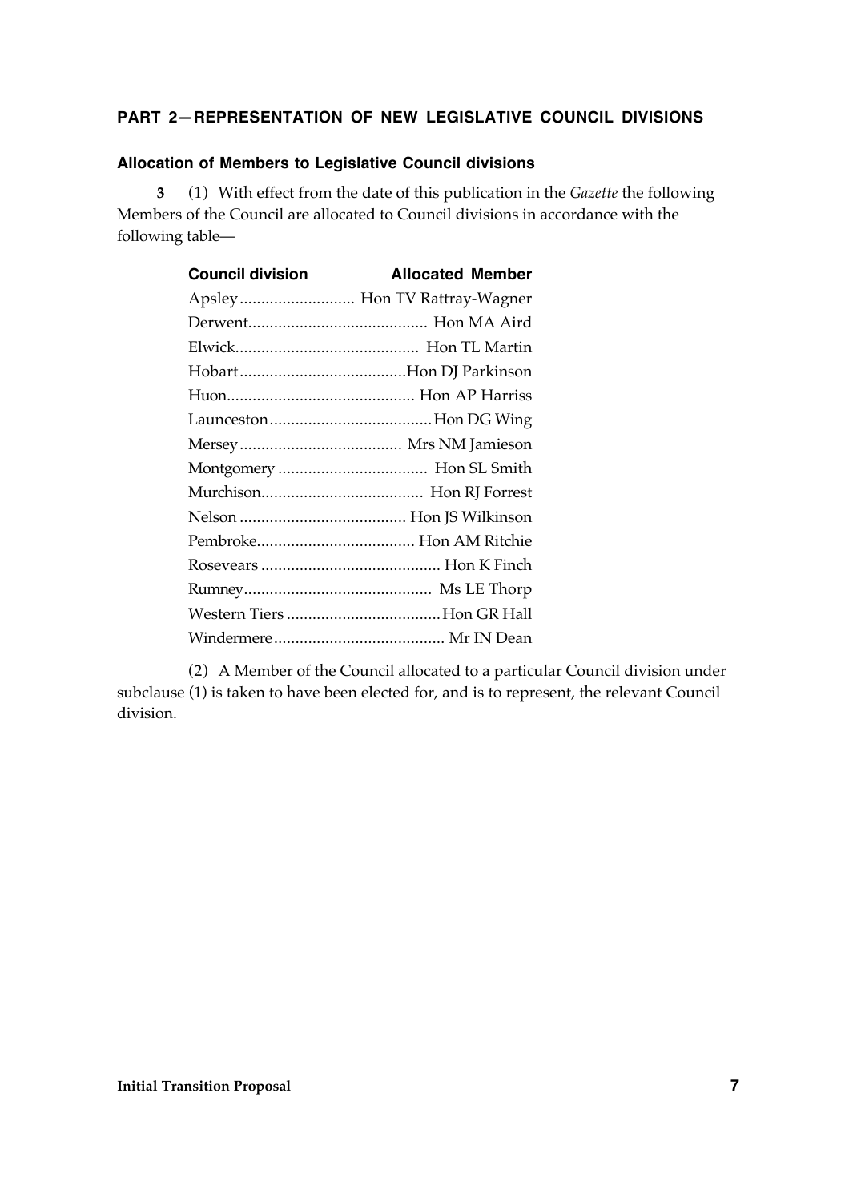## PART 2—REPRESENTATION OF NEW LEGISLATIVE COUNCIL DIVISIONS

### Allocation of Members to Legislative Council divisions

**3** (1) With effect from the date of this publication in the *Gazette* the following Members of the Council are allocated to Council divisions in accordance with the following table—

| Council division | Allocated Member |
| --- | --- |
| Apsley | Hon TV Rattray-Wagner |
| Derwent | Hon MA Aird |
| Elwick | Hon TL Martin |
| Hobart | Hon DJ Parkinson |
| Huon | Hon AP Harriss |
| Launceston | Hon DG Wing |
| Mersey | Mrs NM Jamieson |
| Montgomery | Hon SL Smith |
| Murchison | Hon RJ Forrest |
| Nelson | Hon JS Wilkinson |
| Pembroke | Hon AM Ritchie |
| Rosevears | Hon K Finch |
| Rumney | Ms LE Thorp |
| Western Tiers | Hon GR Hall |
| Windermere | Mr IN Dean |

(2) A Member of the Council allocated to a particular Council division under subclause (1) is taken to have been elected for, and is to represent, the relevant Council division.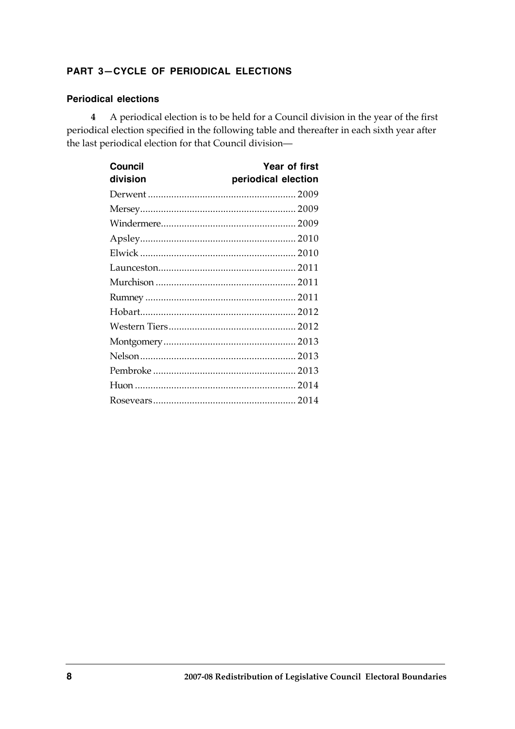## PART 3—CYCLE OF PERIODICAL ELECTIONS

### Periodical elections

**4** A periodical election is to be held for a Council division in the year of the first periodical election specified in the following table and thereafter in each sixth year after the last periodical election for that Council division—

| Council division | Year of first periodical election |
|---|---|
| Derwent | 2009 |
| Mersey | 2009 |
| Windermere | 2009 |
| Apsley | 2010 |
| Elwick | 2010 |
| Launceston | 2011 |
| Murchison | 2011 |
| Rumney | 2011 |
| Hobart | 2012 |
| Western Tiers | 2012 |
| Montgomery | 2013 |
| Nelson | 2013 |
| Pembroke | 2013 |
| Huon | 2014 |
| Rosevears | 2014 |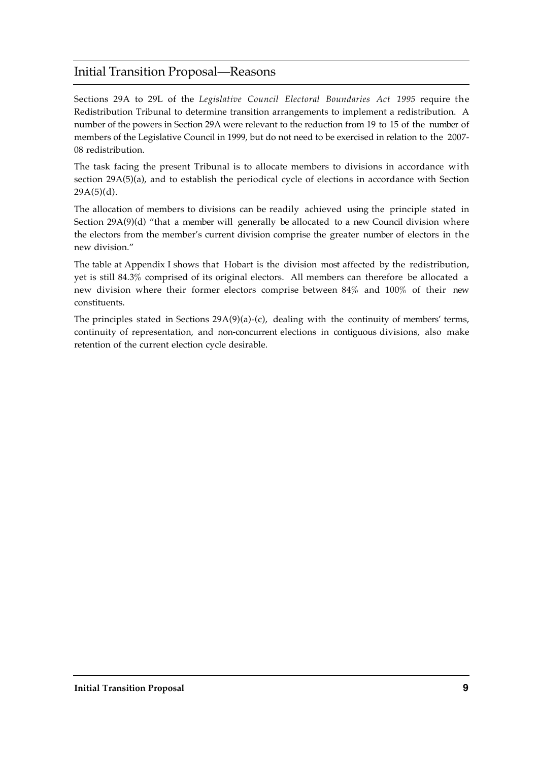## Initial Transition Proposal—Reasons

Sections 29A to 29L of the *Legislative Council Electoral Boundaries Act 1995* require the Redistribution Tribunal to determine transition arrangements to implement a redistribution. A number of the powers in Section 29A were relevant to the reduction from 19 to 15 of the number of members of the Legislative Council in 1999, but do not need to be exercised in relation to the 2007-08 redistribution.

The task facing the present Tribunal is to allocate members to divisions in accordance with section 29A(5)(a), and to establish the periodical cycle of elections in accordance with Section 29A(5)(d).

The allocation of members to divisions can be readily achieved using the principle stated in Section 29A(9)(d) "that a member will generally be allocated to a new Council division where the electors from the member's current division comprise the greater number of electors in the new division."

The table at Appendix I shows that Hobart is the division most affected by the redistribution, yet is still 84.3% comprised of its original electors. All members can therefore be allocated a new division where their former electors comprise between 84% and 100% of their new constituents.

The principles stated in Sections 29A(9)(a)-(c), dealing with the continuity of members' terms, continuity of representation, and non-concurrent elections in contiguous divisions, also make retention of the current election cycle desirable.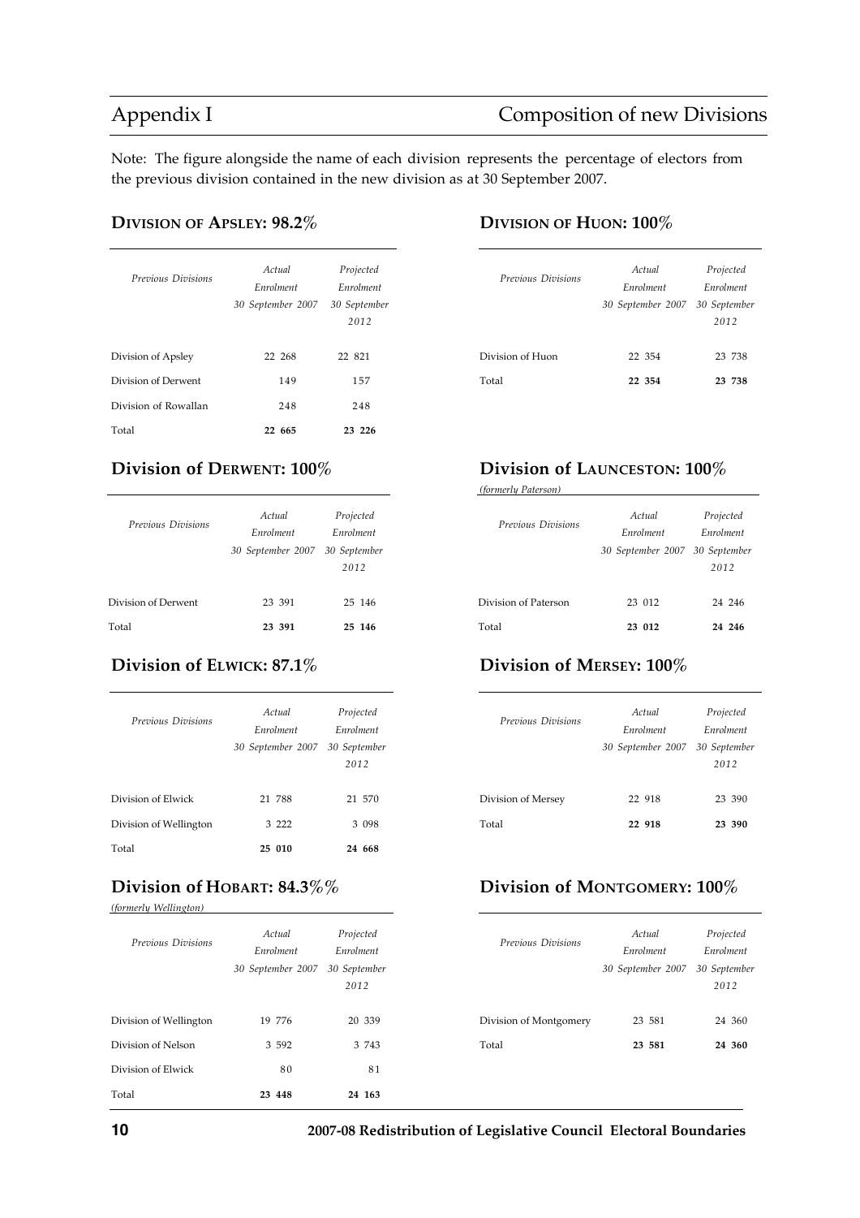# Appendix I — Composition of new Divisions

Note: The figure alongside the name of each division represents the percentage of electors from the previous division contained in the new division as at 30 September 2007.

## DIVISION OF APSLEY: 98.2%

| *Previous Divisions* | *Actual Enrolment 30 September 2007* | *Projected Enrolment 30 September 2012* |
|---|---|---|
| Division of Apsley | 22 268 | 22 821 |
| Division of Derwent | 149 | 157 |
| Division of Rowallan | 248 | 248 |
| Total | **22 665** | **23 226** |

## Division of DERWENT: 100%

| *Previous Divisions* | *Actual Enrolment 30 September 2007* | *Projected Enrolment 30 September 2012* |
|---|---|---|
| Division of Derwent | 23 391 | 25 146 |
| Total | **23 391** | **25 146** |

## Division of ELWICK: 87.1%

| *Previous Divisions* | *Actual Enrolment 30 September 2007* | *Projected Enrolment 30 September 2012* |
|---|---|---|
| Division of Elwick | 21 788 | 21 570 |
| Division of Wellington | 3 222 | 3 098 |
| Total | **25 010** | **24 668** |

## Division of HOBART: 84.3%%

*(formerly Wellington)*

| *Previous Divisions* | *Actual Enrolment 30 September 2007* | *Projected Enrolment 30 September 2012* |
|---|---|---|
| Division of Wellington | 19 776 | 20 339 |
| Division of Nelson | 3 592 | 3 743 |
| Division of Elwick | 80 | 81 |
| Total | **23 448** | **24 163** |

## DIVISION OF HUON: 100%

| *Previous Divisions* | *Actual Enrolment 30 September 2007* | *Projected Enrolment 30 September 2012* |
|---|---|---|
| Division of Huon | 22 354 | 23 738 |
| Total | **22 354** | **23 738** |

## Division of LAUNCESTON: 100%

*(formerly Paterson)*

| *Previous Divisions* | *Actual Enrolment 30 September 2007* | *Projected Enrolment 30 September 2012* |
|---|---|---|
| Division of Paterson | 23 012 | 24 246 |
| Total | **23 012** | **24 246** |

## Division of MERSEY: 100%

| *Previous Divisions* | *Actual Enrolment 30 September 2007* | *Projected Enrolment 30 September 2012* |
|---|---|---|
| Division of Mersey | 22 918 | 23 390 |
| Total | **22 918** | **23 390** |

## Division of MONTGOMERY: 100%

| *Previous Divisions* | *Actual Enrolment 30 September 2007* | *Projected Enrolment 30 September 2012* |
|---|---|---|
| Division of Montgomery | 23 581 | 24 360 |
| Total | **23 581** | **24 360** |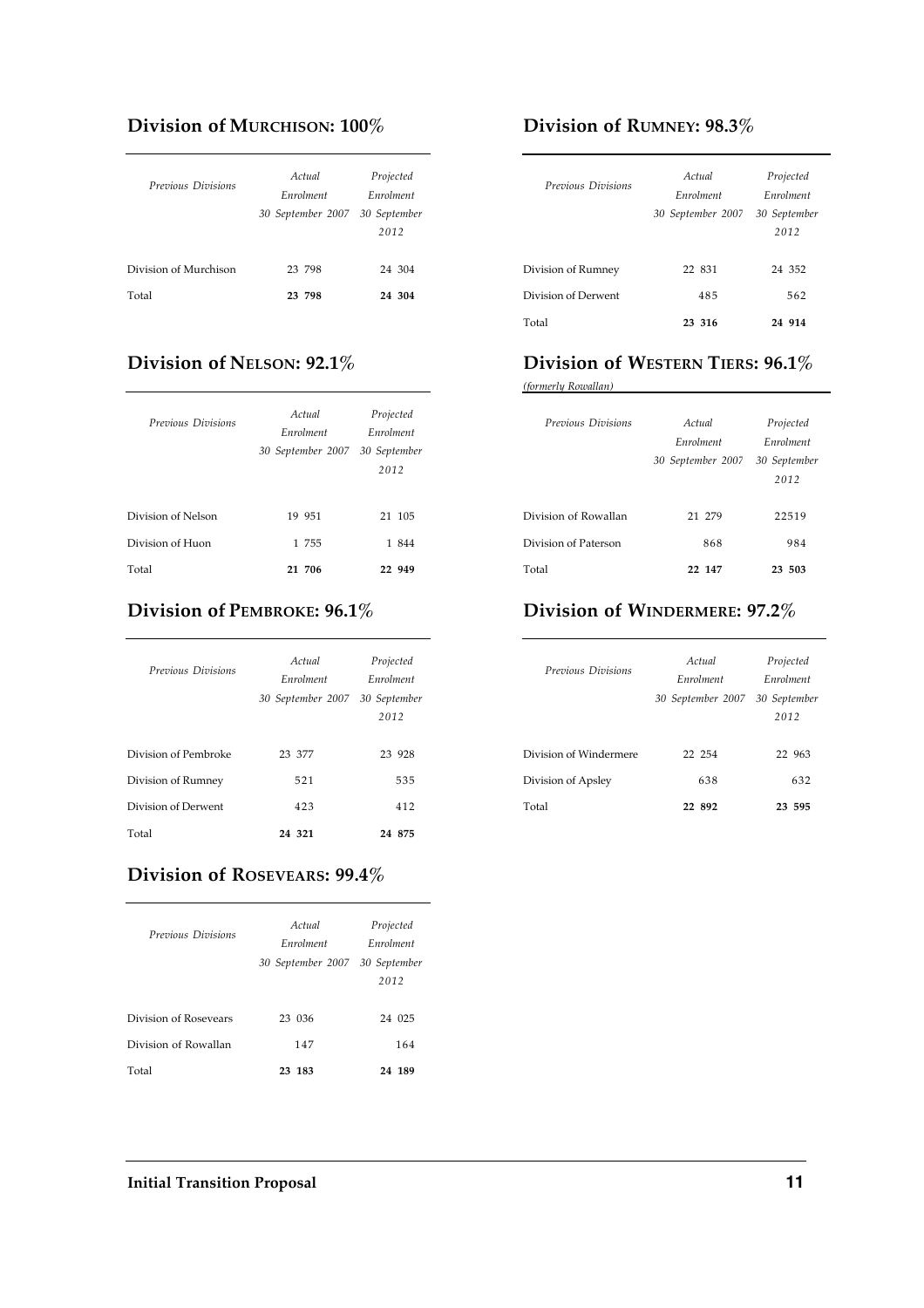## Division of MURCHISON: 100%

| *Previous Divisions* | *Actual Enrolment 30 September 2007* | *Projected Enrolment 30 September 2012* |
|---|---|---|
| Division of Murchison | 23 798 | 24 304 |
| Total | **23 798** | **24 304** |

## Division of NELSON: 92.1%

| *Previous Divisions* | *Actual Enrolment 30 September 2007* | *Projected Enrolment 30 September 2012* |
|---|---|---|
| Division of Nelson | 19 951 | 21 105 |
| Division of Huon | 1 755 | 1 844 |
| Total | **21 706** | **22 949** |

## Division of PEMBROKE: 96.1%

| *Previous Divisions* | *Actual Enrolment 30 September 2007* | *Projected Enrolment 30 September 2012* |
|---|---|---|
| Division of Pembroke | 23 377 | 23 928 |
| Division of Rumney | 521 | 535 |
| Division of Derwent | 423 | 412 |
| Total | **24 321** | **24 875** |

## Division of ROSEVEARS: 99.4%

| *Previous Divisions* | *Actual Enrolment 30 September 2007* | *Projected Enrolment 30 September 2012* |
|---|---|---|
| Division of Rosevears | 23 036 | 24 025 |
| Division of Rowallan | 147 | 164 |
| Total | **23 183** | **24 189** |

## Division of RUMNEY: 98.3%

| *Previous Divisions* | *Actual Enrolment 30 September 2007* | *Projected Enrolment 30 September 2012* |
|---|---|---|
| Division of Rumney | 22 831 | 24 352 |
| Division of Derwent | 485 | 562 |
| Total | **23 316** | **24 914** |

## Division of WESTERN TIERS: 96.1%

*(formerly Rowallan)*

| *Previous Divisions* | *Actual Enrolment 30 September 2007* | *Projected Enrolment 30 September 2012* |
|---|---|---|
| Division of Rowallan | 21 279 | 22519 |
| Division of Paterson | 868 | 984 |
| Total | **22 147** | **23 503** |

## Division of WINDERMERE: 97.2%

| *Previous Divisions* | *Actual Enrolment 30 September 2007* | *Projected Enrolment 30 September 2012* |
|---|---|---|
| Division of Windermere | 22 254 | 22 963 |
| Division of Apsley | 638 | 632 |
| Total | **22 892** | **23 595** |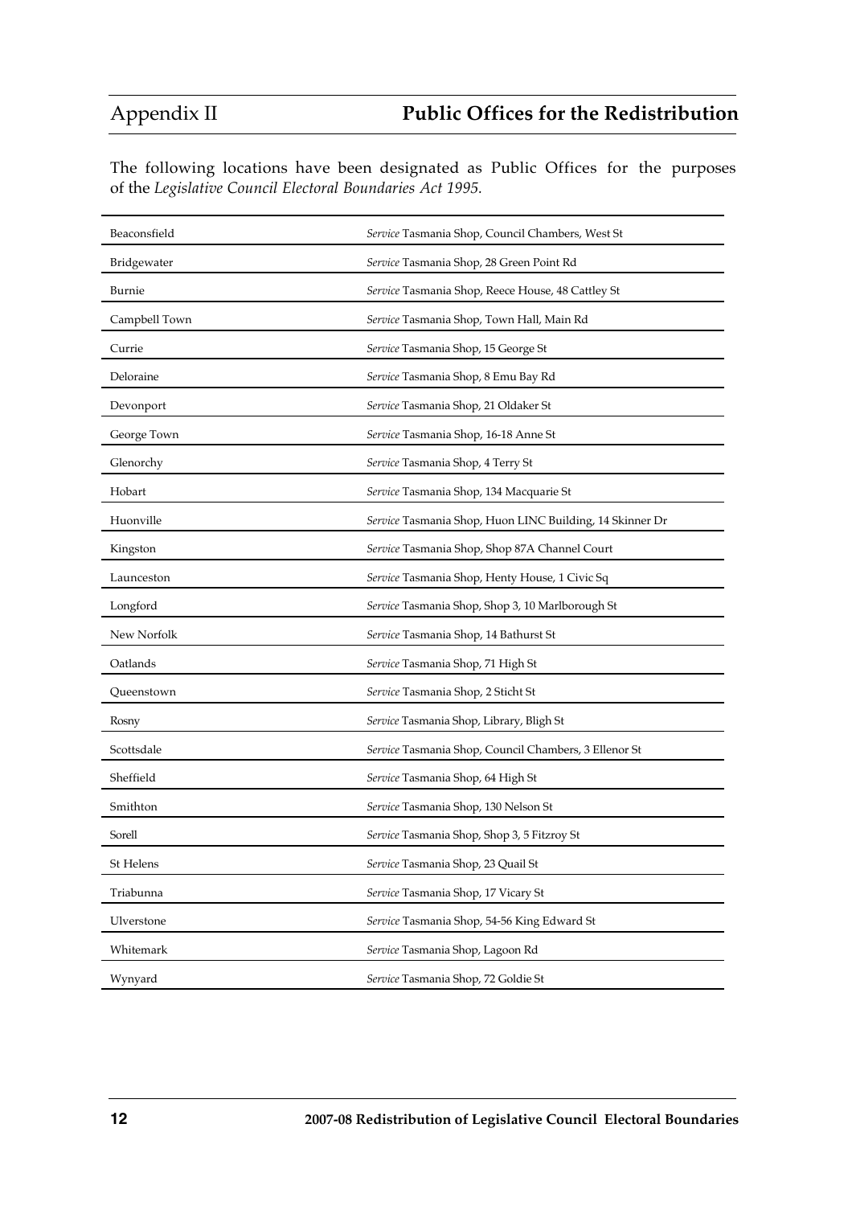## Appendix II **Public Offices for the Redistribution**

The following locations have been designated as Public Offices for the purposes of the *Legislative Council Electoral Boundaries Act 1995*.

| | |
|---|---|
| Beaconsfield | *Service* Tasmania Shop, Council Chambers, West St |
| Bridgewater | *Service* Tasmania Shop, 28 Green Point Rd |
| Burnie | *Service* Tasmania Shop, Reece House, 48 Cattley St |
| Campbell Town | *Service* Tasmania Shop, Town Hall, Main Rd |
| Currie | *Service* Tasmania Shop, 15 George St |
| Deloraine | *Service* Tasmania Shop, 8 Emu Bay Rd |
| Devonport | *Service* Tasmania Shop, 21 Oldaker St |
| George Town | *Service* Tasmania Shop, 16-18 Anne St |
| Glenorchy | *Service* Tasmania Shop, 4 Terry St |
| Hobart | *Service* Tasmania Shop, 134 Macquarie St |
| Huonville | *Service* Tasmania Shop, Huon LINC Building, 14 Skinner Dr |
| Kingston | *Service* Tasmania Shop, Shop 87A Channel Court |
| Launceston | *Service* Tasmania Shop, Henty House, 1 Civic Sq |
| Longford | *Service* Tasmania Shop, Shop 3, 10 Marlborough St |
| New Norfolk | *Service* Tasmania Shop, 14 Bathurst St |
| Oatlands | *Service* Tasmania Shop, 71 High St |
| Queenstown | *Service* Tasmania Shop, 2 Sticht St |
| Rosny | *Service* Tasmania Shop, Library, Bligh St |
| Scottsdale | *Service* Tasmania Shop, Council Chambers, 3 Ellenor St |
| Sheffield | *Service* Tasmania Shop, 64 High St |
| Smithton | *Service* Tasmania Shop, 130 Nelson St |
| Sorell | *Service* Tasmania Shop, Shop 3, 5 Fitzroy St |
| St Helens | *Service* Tasmania Shop, 23 Quail St |
| Triabunna | *Service* Tasmania Shop, 17 Vicary St |
| Ulverstone | *Service* Tasmania Shop, 54-56 King Edward St |
| Whitemark | *Service* Tasmania Shop, Lagoon Rd |
| Wynyard | *Service* Tasmania Shop, 72 Goldie St |